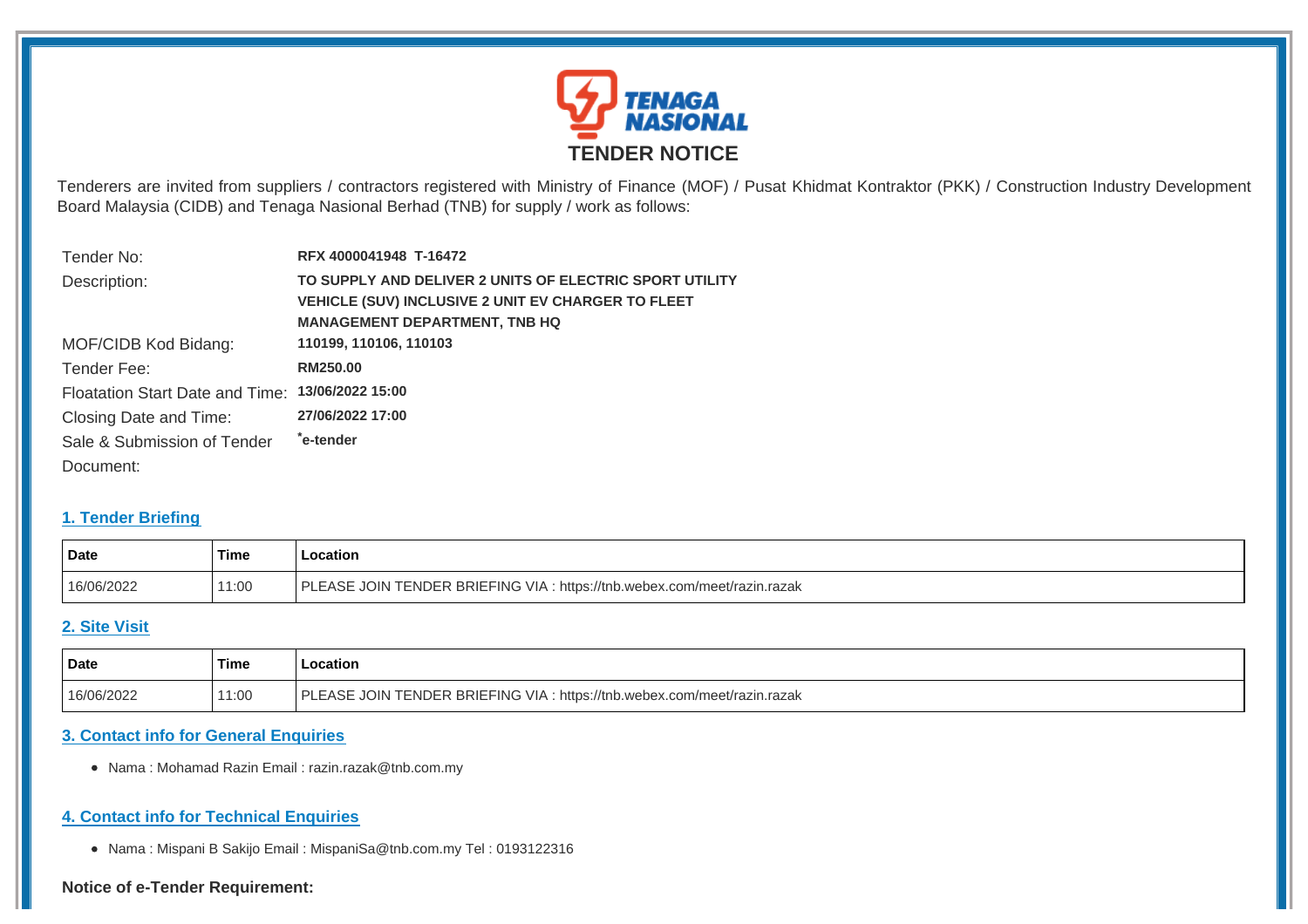# TENDER NOTICE

Tenderers are invited from suppliers / contractors registered with Ministry of Finance (MOF) / Pusat Khidmat Kontraktor (PKK) / Construction Industry Development Board Malaysia (CIDB) and Tenaga Nasional Berhad (TNB) for supply / work as follows:

| | |
|---|---|
| Tender No: | **RFX 4000041948 T-16472** |
| Description: | **TO SUPPLY AND DELIVER 2 UNITS OF ELECTRIC SPORT UTILITY VEHICLE (SUV) INCLUSIVE 2 UNIT EV CHARGER TO FLEET MANAGEMENT DEPARTMENT, TNB HQ** |
| MOF/CIDB Kod Bidang: | **110199, 110106, 110103** |
| Tender Fee: | **RM250.00** |
| Floatation Start Date and Time: | **13/06/2022 15:00** |
| Closing Date and Time: | **27/06/2022 17:00** |
| Sale & Submission of Tender Document: | **\*e-tender** |

## 1. Tender Briefing

| Date | Time | Location |
|---|---|---|
| 16/06/2022 | 11:00 | PLEASE JOIN TENDER BRIEFING VIA : https://tnb.webex.com/meet/razin.razak |

## 2. Site Visit

| Date | Time | Location |
|---|---|---|
| 16/06/2022 | 11:00 | PLEASE JOIN TENDER BRIEFING VIA : https://tnb.webex.com/meet/razin.razak |

## 3. Contact info for General Enquiries

- Nama : Mohamad Razin Email : razin.razak@tnb.com.my

## 4. Contact info for Technical Enquiries

- Nama : Mispani B Sakijo Email : MispaniSa@tnb.com.my Tel : 0193122316

**Notice of e-Tender Requirement:**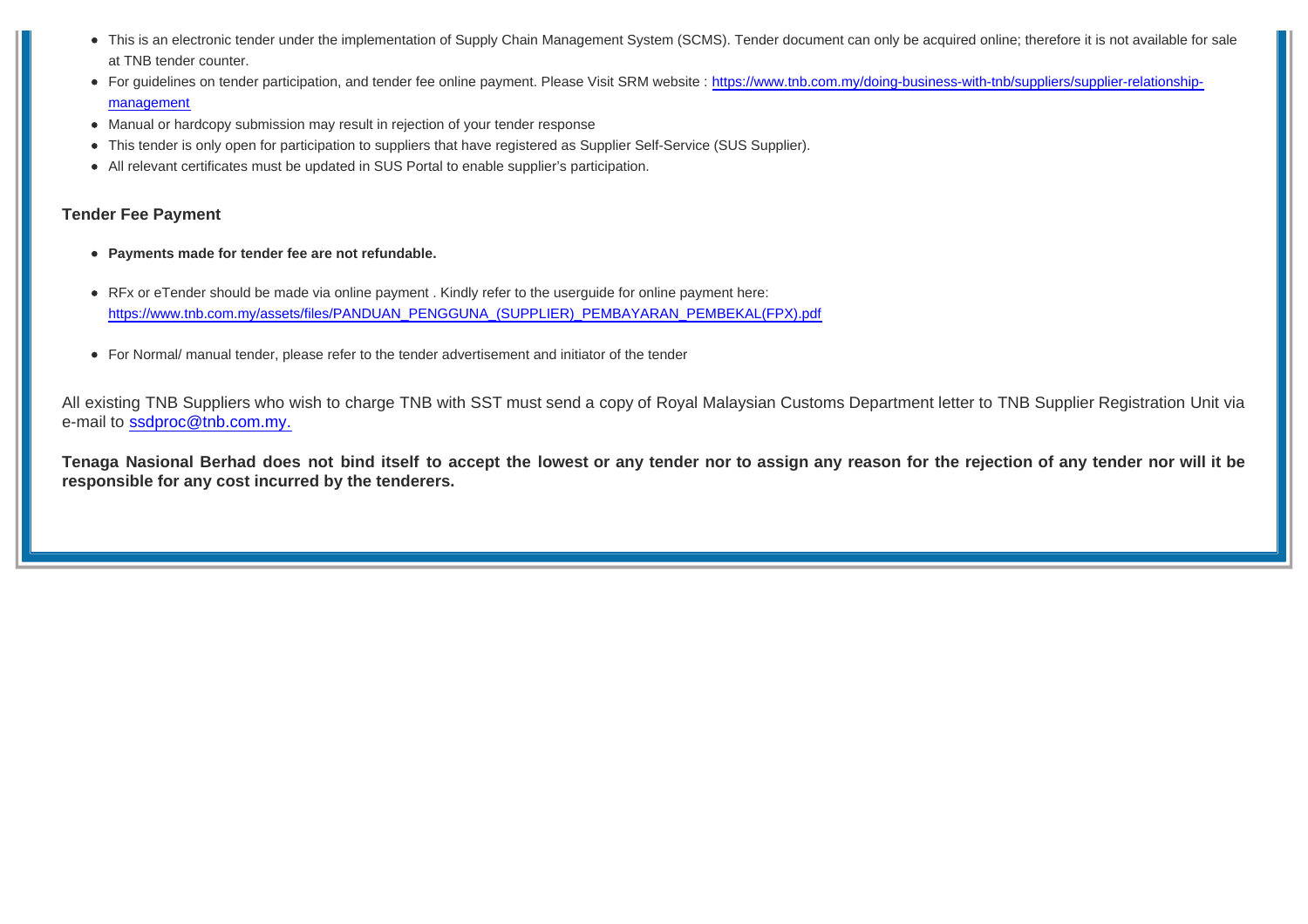- This is an electronic tender under the implementation of Supply Chain Management System (SCMS). Tender document can only be acquired online; therefore it is not available for sale at TNB tender counter.
- For guidelines on tender participation, and tender fee online payment. Please Visit SRM website : [https://www.tnb.com.my/doing-business-with-tnb/suppliers/supplier-relationship-management](https://www.tnb.com.my/doing-business-with-tnb/suppliers/supplier-relationship-management)
- Manual or hardcopy submission may result in rejection of your tender response
- This tender is only open for participation to suppliers that have registered as Supplier Self-Service (SUS Supplier).
- All relevant certificates must be updated in SUS Portal to enable supplier's participation.

**Tender Fee Payment**

- **Payments made for tender fee are not refundable.**
- RFx or eTender should be made via online payment . Kindly refer to the userguide for online payment here: [https://www.tnb.com.my/assets/files/PANDUAN_PENGGUNA_(SUPPLIER)_PEMBAYARAN_PEMBEKAL(FPX).pdf](https://www.tnb.com.my/assets/files/PANDUAN_PENGGUNA_(SUPPLIER)_PEMBAYARAN_PEMBEKAL(FPX).pdf)
- For Normal/ manual tender, please refer to the tender advertisement and initiator of the tender

All existing TNB Suppliers who wish to charge TNB with SST must send a copy of Royal Malaysian Customs Department letter to TNB Supplier Registration Unit via e-mail to ssdproc@tnb.com.my.

**Tenaga Nasional Berhad does not bind itself to accept the lowest or any tender nor to assign any reason for the rejection of any tender nor will it be responsible for any cost incurred by the tenderers.**